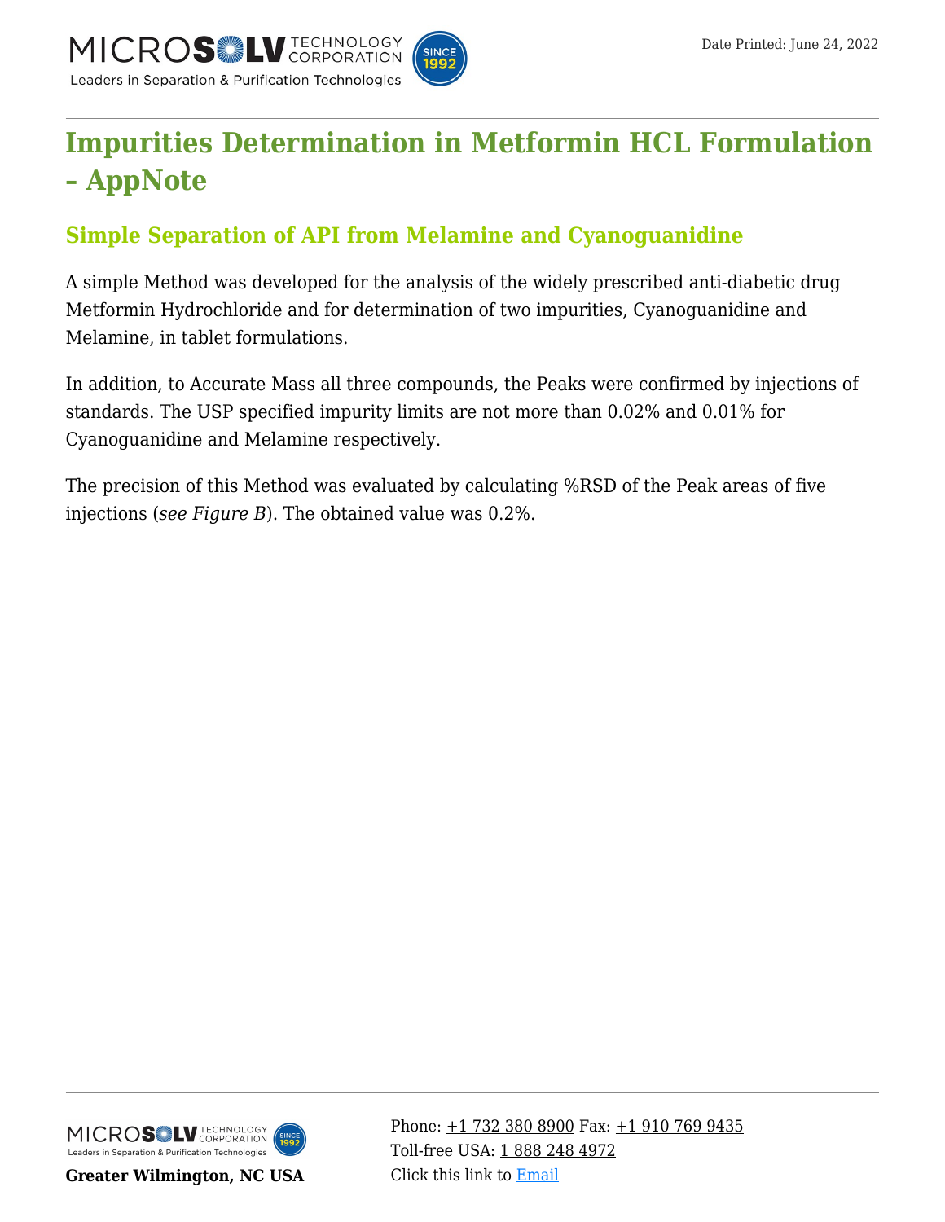# Impurities Determination in Metformin HCL Formulation – AppNote

## Simple Separation of API from Melamine and Cyanoguanidine

A simple Method was developed for the analysis of the widely prescribed anti-diabetic drug Metformin Hydrochloride and for determination of two impurities, Cyanoguanidine and Melamine, in tablet formulations.

In addition, to Accurate Mass all three compounds, the Peaks were confirmed by injections of standards. The USP specified impurity limits are not more than 0.02% and 0.01% for Cyanoguanidine and Melamine respectively.

The precision of this Method was evaluated by calculating %RSD of the Peak areas of five injections (*see Figure B*). The obtained value was 0.2%.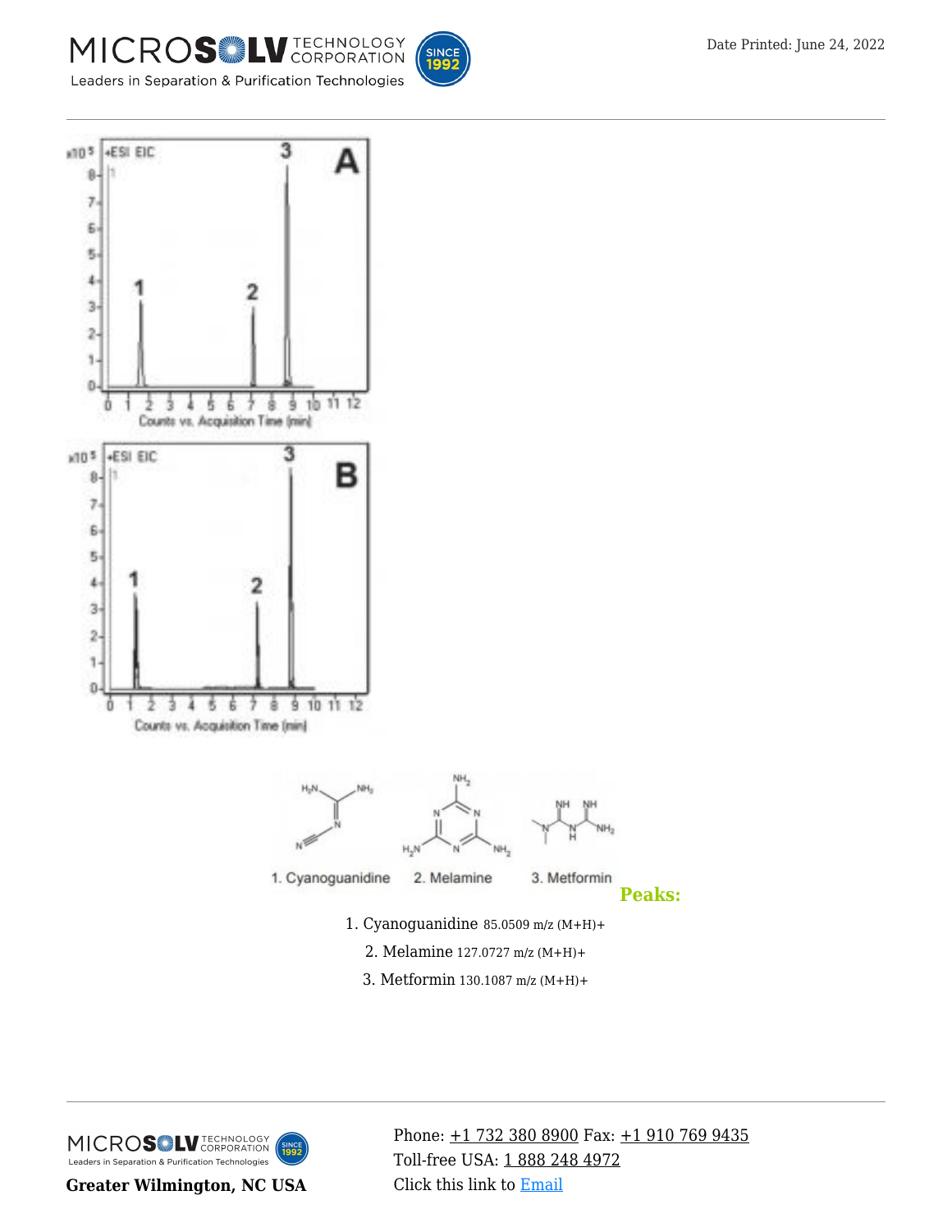## Peaks:

1. Cyanoguanidine 85.0509 m/z (M+H)+
2. Melamine 127.0727 m/z (M+H)+
3. Metformin 130.1087 m/z (M+H)+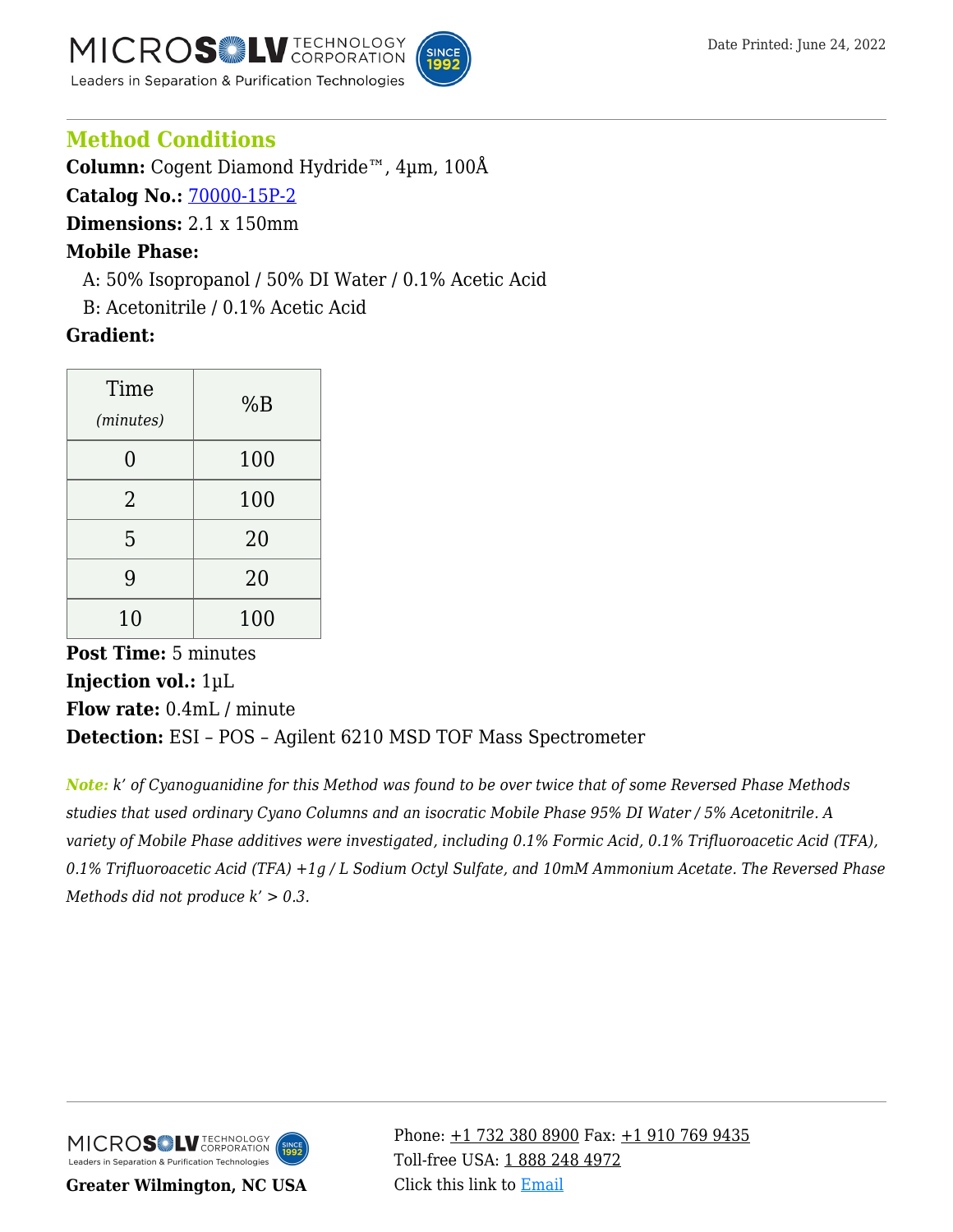## Method Conditions

**Column:** Cogent Diamond Hydride™, 4µm, 100Å

**Catalog No.:** 70000-15P-2

**Dimensions:** 2.1 x 150mm

**Mobile Phase:**

A: 50% Isopropanol / 50% DI Water / 0.1% Acetic Acid

B: Acetonitrile / 0.1% Acetic Acid

**Gradient:**

| Time *(minutes)* | %B |
|---|---|
| 0 | 100 |
| 2 | 100 |
| 5 | 20 |
| 9 | 20 |
| 10 | 100 |

**Post Time:** 5 minutes

**Injection vol.:** 1µL

**Flow rate:** 0.4mL / minute

**Detection:** ESI – POS – Agilent 6210 MSD TOF Mass Spectrometer

***Note:*** *k' of Cyanoguanidine for this Method was found to be over twice that of some Reversed Phase Methods studies that used ordinary Cyano Columns and an isocratic Mobile Phase 95% DI Water / 5% Acetonitrile. A variety of Mobile Phase additives were investigated, including 0.1% Formic Acid, 0.1% Trifluoroacetic Acid (TFA), 0.1% Trifluoroacetic Acid (TFA) +1g / L Sodium Octyl Sulfate, and 10mM Ammonium Acetate. The Reversed Phase Methods did not produce k' > 0.3.*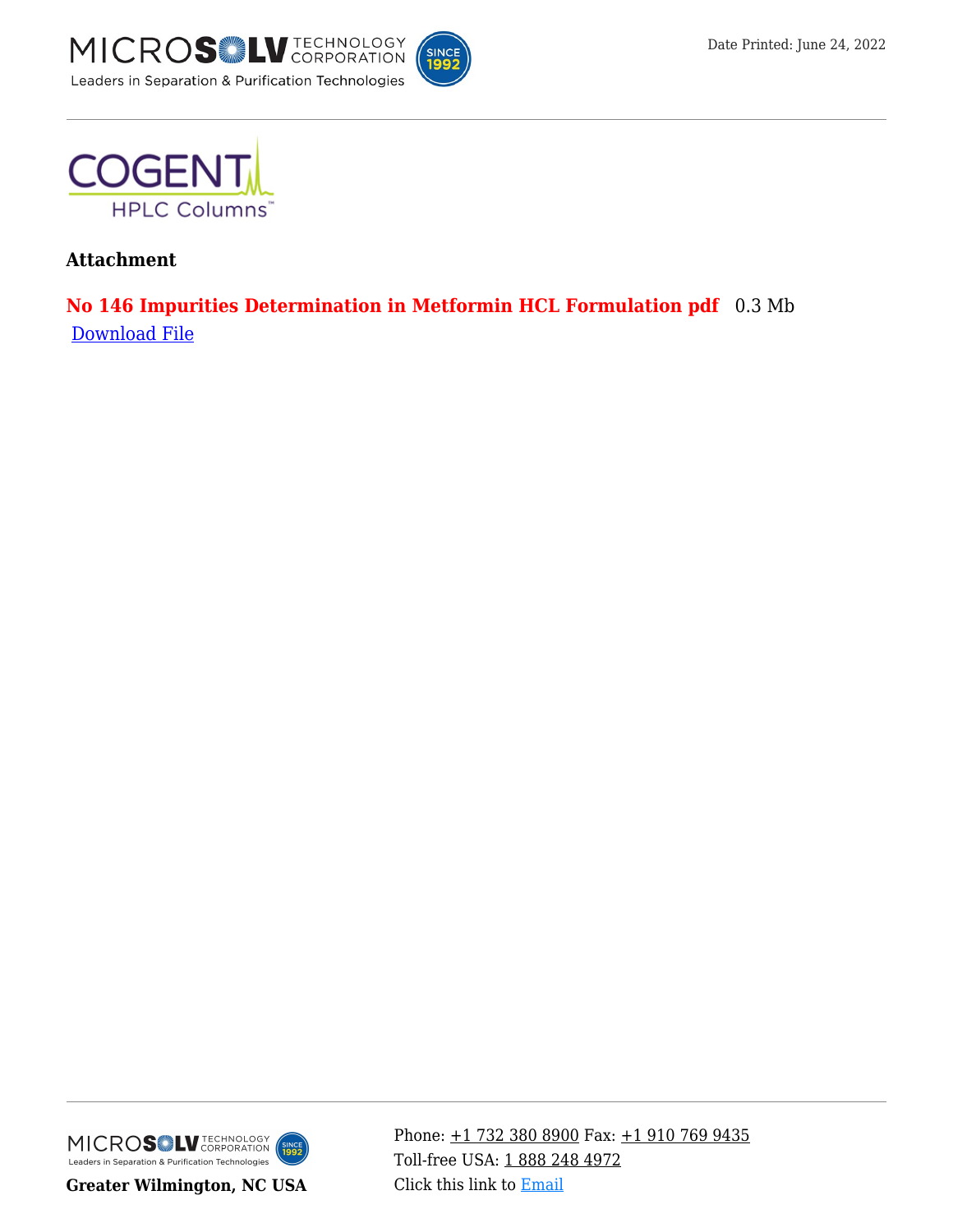**Attachment**

**No 146 Impurities Determination in Metformin HCL Formulation pdf** 0.3 Mb
Download File

**Greater Wilmington, NC USA**

Phone: +1 732 380 8900 Fax: +1 910 769 9435
Toll-free USA: 1 888 248 4972
Click this link to Email